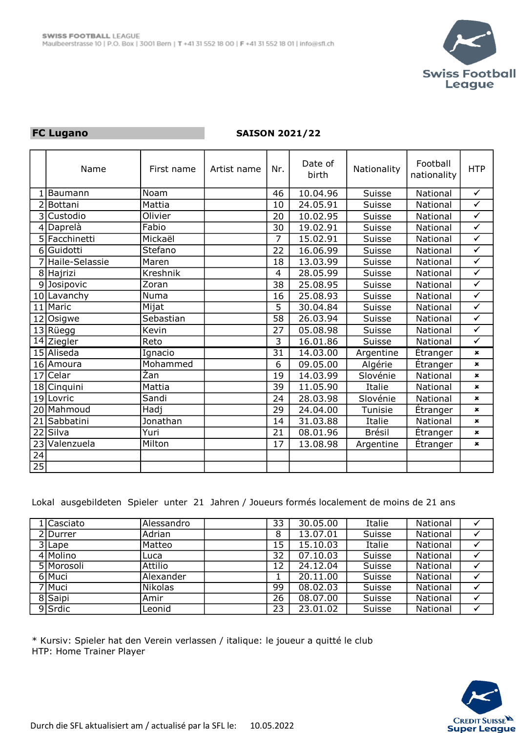SWISS FOOTBALL LEAGUE
Maulbeerstrasse 10 | P.O. Box | 3001 Bern | T +41 31 552 18 00 | F +41 31 552 18 01 | info@sfl.ch

Swiss Football League

**FC Lugano** **SAISON 2021/22**

| | Name | First name | Artist name | Nr. | Date of birth | Nationality | Football nationality | HTP |
|---|---|---|---|---|---|---|---|---|
| 1 | Baumann | Noam | | 46 | 10.04.96 | Suisse | National | ✓ |
| 2 | Bottani | Mattia | | 10 | 24.05.91 | Suisse | National | ✓ |
| 3 | Custodio | Olivier | | 20 | 10.02.95 | Suisse | National | ✓ |
| 4 | Daprelà | Fabio | | 30 | 19.02.91 | Suisse | National | ✓ |
| 5 | Facchinetti | Mickaël | | 7 | 15.02.91 | Suisse | National | ✓ |
| 6 | Guidotti | Stefano | | 22 | 16.06.99 | Suisse | National | ✓ |
| 7 | Haile-Selassie | Maren | | 18 | 13.03.99 | Suisse | National | ✓ |
| 8 | Hajrizi | Kreshnik | | 4 | 28.05.99 | Suisse | National | ✓ |
| 9 | Josipovic | Zoran | | 38 | 25.08.95 | Suisse | National | ✓ |
| 10 | Lavanchy | Numa | | 16 | 25.08.93 | Suisse | National | ✓ |
| 11 | Maric | Mijat | | 5 | 30.04.84 | Suisse | National | ✓ |
| 12 | Osigwe | Sebastian | | 58 | 26.03.94 | Suisse | National | ✓ |
| 13 | Rüegg | Kevin | | 27 | 05.08.98 | Suisse | National | ✓ |
| 14 | Ziegler | Reto | | 3 | 16.01.86 | Suisse | National | ✓ |
| 15 | Aliseda | Ignacio | | 31 | 14.03.00 | Argentine | Étranger | ✗ |
| 16 | Amoura | Mohammed | | 6 | 09.05.00 | Algérie | Étranger | ✗ |
| 17 | Celar | Žan | | 19 | 14.03.99 | Slovénie | National | ✗ |
| 18 | Cinquini | Mattia | | 39 | 11.05.90 | Italie | National | ✗ |
| 19 | Lovric | Sandi | | 24 | 28.03.98 | Slovénie | National | ✗ |
| 20 | Mahmoud | Hadj | | 29 | 24.04.00 | Tunisie | Étranger | ✗ |
| 21 | Sabbatini | Jonathan | | 14 | 31.03.88 | Italie | National | ✗ |
| 22 | Silva | Yuri | | 21 | 08.01.96 | Brésil | Étranger | ✗ |
| 23 | Valenzuela | Milton | | 17 | 13.08.98 | Argentine | Étranger | ✗ |
| 24 | | | | | | | | |
| 25 | | | | | | | | |

Lokal ausgebildeten Spieler unter 21 Jahren / Joueurs formés localement de moins de 21 ans

| | Name | First name | Artist name | Nr. | Date of birth | Nationality | Football nationality | HTP |
|---|---|---|---|---|---|---|---|---|
| 1 | Casciato | Alessandro | | 33 | 30.05.00 | Italie | National | ✓ |
| 2 | Durrer | Adrian | | 8 | 13.07.01 | Suisse | National | ✓ |
| 3 | Lape | Matteo | | 15 | 15.10.03 | Italie | National | ✓ |
| 4 | Molino | Luca | | 32 | 07.10.03 | Suisse | National | ✓ |
| 5 | Morosoli | Attilio | | 12 | 24.12.04 | Suisse | National | ✓ |
| 6 | Muci | Alexander | | 1 | 20.11.00 | Suisse | National | ✓ |
| 7 | Muci | Nikolas | | 99 | 08.02.03 | Suisse | National | ✓ |
| 8 | Saipi | Amir | | 26 | 08.07.00 | Suisse | National | ✓ |
| 9 | Srdic | Leonid | | 23 | 23.01.02 | Suisse | National | ✓ |

\* Kursiv: Spieler hat den Verein verlassen / italique: le joueur a quitté le club
HTP: Home Trainer Player

Durch die SFL aktualisiert am / actualisé par la SFL le: 10.05.2022

Credit Suisse Super League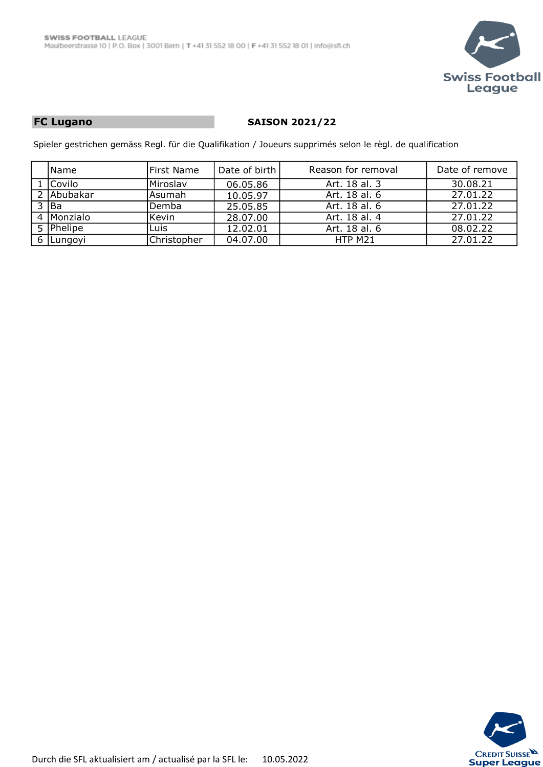**FC Lugano** **SAISON 2021/22**

Spieler gestrichen gemäss Regl. für die Qualifikation / Joueurs supprimés selon le règl. de qualification

| | Name | First Name | Date of birth | Reason for removal | Date of remove |
|---|---|---|---|---|---|
| 1 | Covilo | Miroslav | 06.05.86 | Art. 18 al. 3 | 30.08.21 |
| 2 | Abubakar | Asumah | 10.05.97 | Art. 18 al. 6 | 27.01.22 |
| 3 | Ba | Demba | 25.05.85 | Art. 18 al. 6 | 27.01.22 |
| 4 | Monzialo | Kevin | 28.07.00 | Art. 18 al. 4 | 27.01.22 |
| 5 | Phelipe | Luis | 12.02.01 | Art. 18 al. 6 | 08.02.22 |
| 6 | Lungoyi | Christopher | 04.07.00 | HTP M21 | 27.01.22 |

Durch die SFL aktualisiert am / actualisé par la SFL le: 10.05.2022